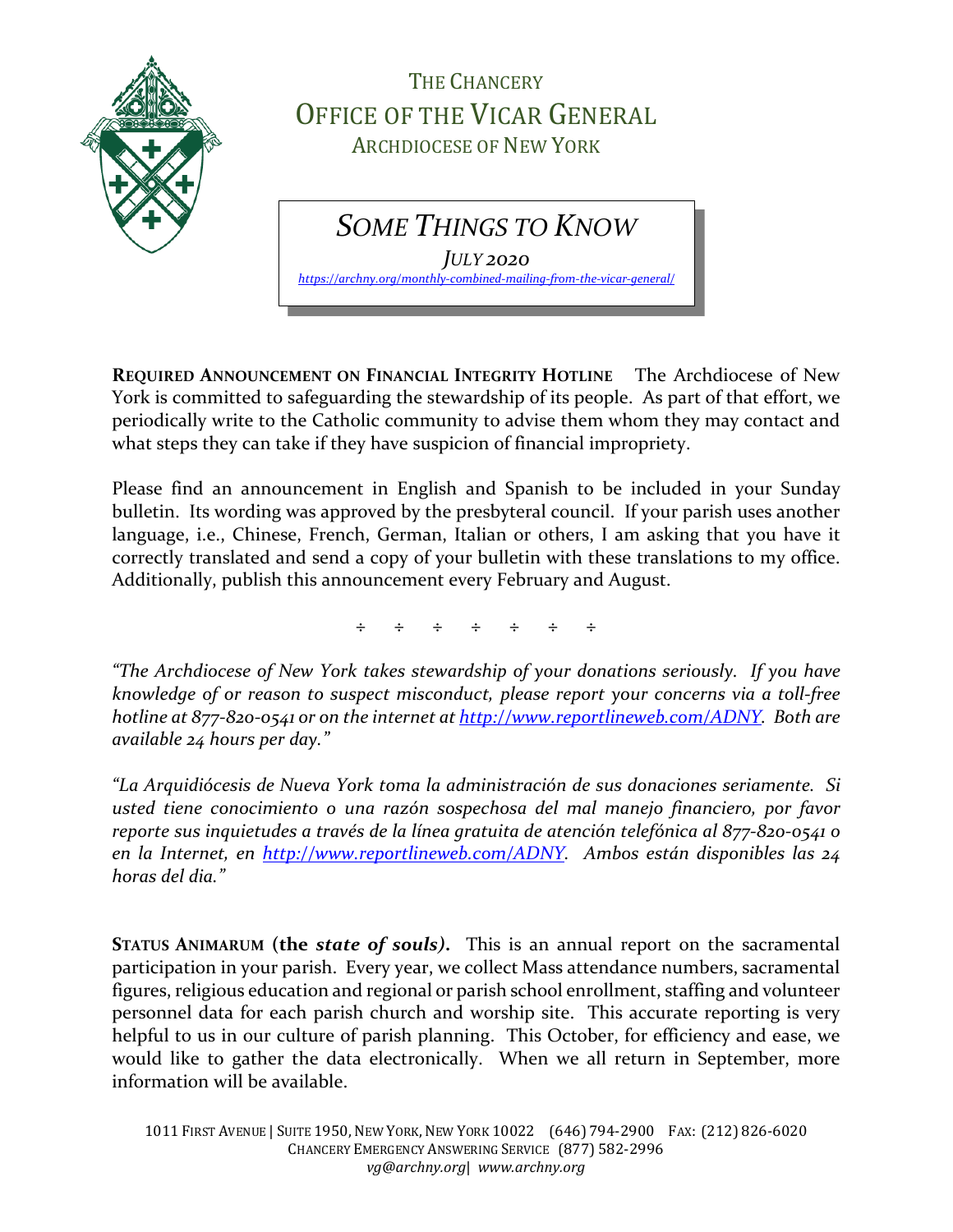# THE CHANCERY
## OFFICE OF THE VICAR GENERAL
### ARCHDIOCESE OF NEW YORK

## *SOME THINGS TO KNOW*

*JULY 2020*

*https://archny.org/monthly-combined-mailing-from-the-vicar-general/*

**REQUIRED ANNOUNCEMENT ON FINANCIAL INTEGRITY HOTLINE** The Archdiocese of New York is committed to safeguarding the stewardship of its people. As part of that effort, we periodically write to the Catholic community to advise them whom they may contact and what steps they can take if they have suspicion of financial impropriety.

Please find an announcement in English and Spanish to be included in your Sunday bulletin. Its wording was approved by the presbyteral council. If your parish uses another language, i.e., Chinese, French, German, Italian or others, I am asking that you have it correctly translated and send a copy of your bulletin with these translations to my office. Additionally, publish this announcement every February and August.

÷ ÷ ÷ ÷ ÷ ÷ ÷

*"The Archdiocese of New York takes stewardship of your donations seriously. If you have knowledge of or reason to suspect misconduct, please report your concerns via a toll-free hotline at 877-820-0541 or on the internet at http://www.reportlineweb.com/ADNY. Both are available 24 hours per day."*

*"La Arquidiócesis de Nueva York toma la administración de sus donaciones seriamente. Si usted tiene conocimiento o una razón sospechosa del mal manejo financiero, por favor reporte sus inquietudes a través de la línea gratuita de atención telefónica al 877-820-0541 o en la Internet, en http://www.reportlineweb.com/ADNY. Ambos están disponibles las 24 horas del dia."*

**STATUS ANIMARUM (the *state of souls*).** This is an annual report on the sacramental participation in your parish. Every year, we collect Mass attendance numbers, sacramental figures, religious education and regional or parish school enrollment, staffing and volunteer personnel data for each parish church and worship site. This accurate reporting is very helpful to us in our culture of parish planning. This October, for efficiency and ease, we would like to gather the data electronically. When we all return in September, more information will be available.

1011 FIRST AVENUE | SUITE 1950, NEW YORK, NEW YORK 10022 (646) 794-2900 FAX: (212) 826-6020
CHANCERY EMERGENCY ANSWERING SERVICE (877) 582-2996
*vg@archny.org| www.archny.org*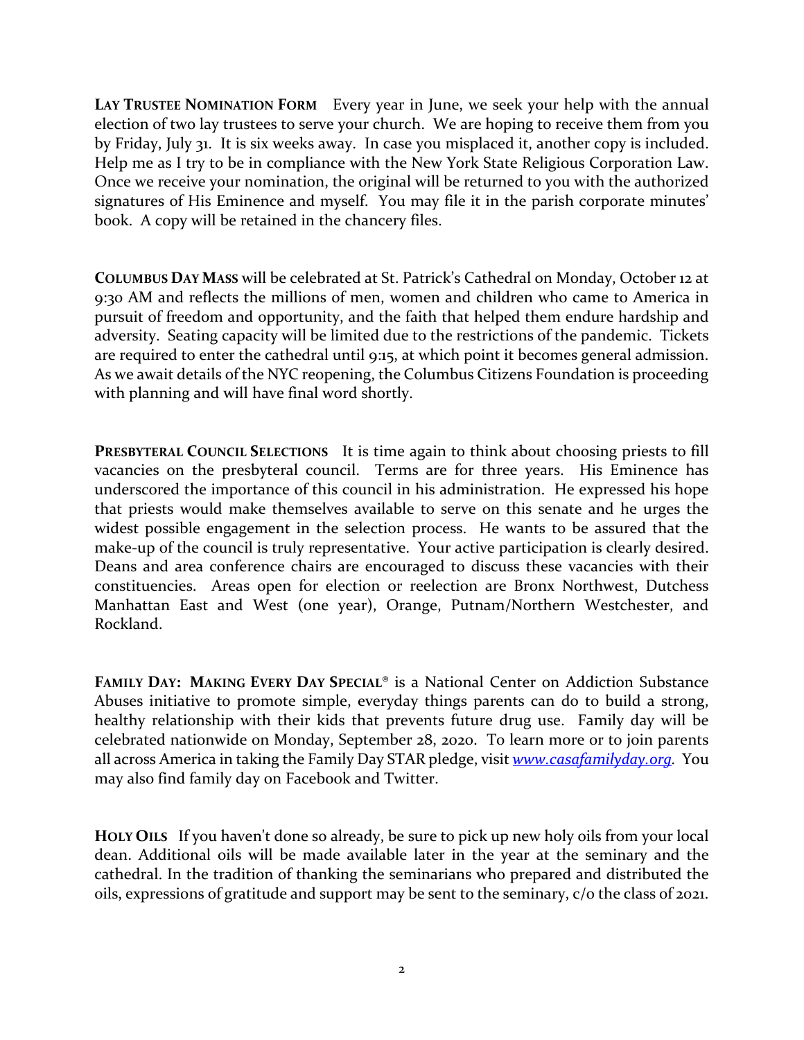**Lay Trustee Nomination Form** Every year in June, we seek your help with the annual election of two lay trustees to serve your church. We are hoping to receive them from you by Friday, July 31. It is six weeks away. In case you misplaced it, another copy is included. Help me as I try to be in compliance with the New York State Religious Corporation Law. Once we receive your nomination, the original will be returned to you with the authorized signatures of His Eminence and myself. You may file it in the parish corporate minutes' book. A copy will be retained in the chancery files.

**Columbus Day Mass** will be celebrated at St. Patrick's Cathedral on Monday, October 12 at 9:30 AM and reflects the millions of men, women and children who came to America in pursuit of freedom and opportunity, and the faith that helped them endure hardship and adversity. Seating capacity will be limited due to the restrictions of the pandemic. Tickets are required to enter the cathedral until 9:15, at which point it becomes general admission. As we await details of the NYC reopening, the Columbus Citizens Foundation is proceeding with planning and will have final word shortly.

**Presbyteral Council Selections** It is time again to think about choosing priests to fill vacancies on the presbyteral council. Terms are for three years. His Eminence has underscored the importance of this council in his administration. He expressed his hope that priests would make themselves available to serve on this senate and he urges the widest possible engagement in the selection process. He wants to be assured that the make-up of the council is truly representative. Your active participation is clearly desired. Deans and area conference chairs are encouraged to discuss these vacancies with their constituencies. Areas open for election or reelection are Bronx Northwest, Dutchess Manhattan East and West (one year), Orange, Putnam/Northern Westchester, and Rockland.

**Family Day: Making Every Day Special®** is a National Center on Addiction Substance Abuses initiative to promote simple, everyday things parents can do to build a strong, healthy relationship with their kids that prevents future drug use. Family day will be celebrated nationwide on Monday, September 28, 2020. To learn more or to join parents all across America in taking the Family Day STAR pledge, visit *www.casafamilyday.org*. You may also find family day on Facebook and Twitter.

**Holy Oils** If you haven't done so already, be sure to pick up new holy oils from your local dean. Additional oils will be made available later in the year at the seminary and the cathedral. In the tradition of thanking the seminarians who prepared and distributed the oils, expressions of gratitude and support may be sent to the seminary, c/o the class of 2021.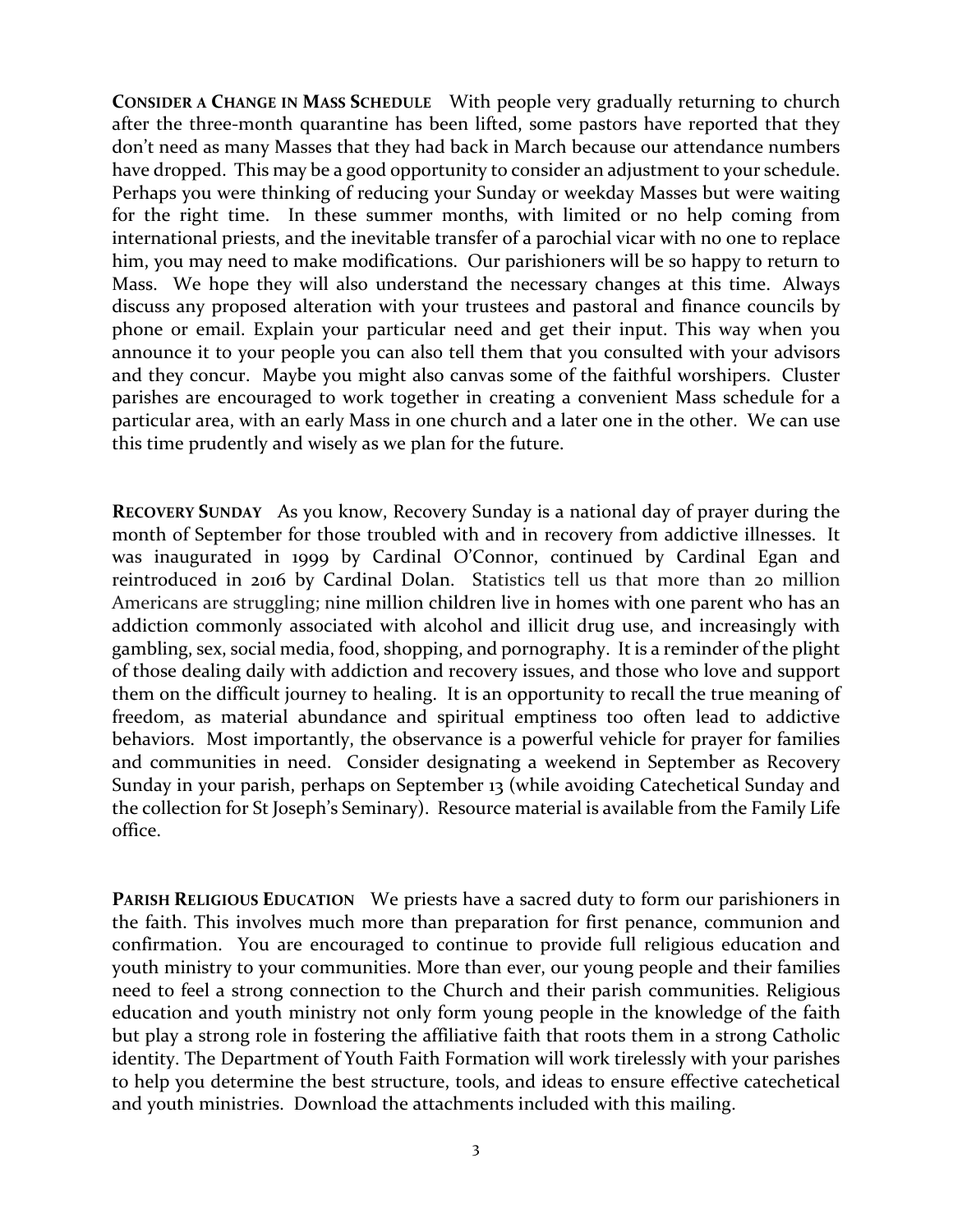**CONSIDER A CHANGE IN MASS SCHEDULE** With people very gradually returning to church after the three-month quarantine has been lifted, some pastors have reported that they don't need as many Masses that they had back in March because our attendance numbers have dropped. This may be a good opportunity to consider an adjustment to your schedule. Perhaps you were thinking of reducing your Sunday or weekday Masses but were waiting for the right time. In these summer months, with limited or no help coming from international priests, and the inevitable transfer of a parochial vicar with no one to replace him, you may need to make modifications. Our parishioners will be so happy to return to Mass. We hope they will also understand the necessary changes at this time. Always discuss any proposed alteration with your trustees and pastoral and finance councils by phone or email. Explain your particular need and get their input. This way when you announce it to your people you can also tell them that you consulted with your advisors and they concur. Maybe you might also canvas some of the faithful worshipers. Cluster parishes are encouraged to work together in creating a convenient Mass schedule for a particular area, with an early Mass in one church and a later one in the other. We can use this time prudently and wisely as we plan for the future.

**RECOVERY SUNDAY** As you know, Recovery Sunday is a national day of prayer during the month of September for those troubled with and in recovery from addictive illnesses. It was inaugurated in 1999 by Cardinal O'Connor, continued by Cardinal Egan and reintroduced in 2016 by Cardinal Dolan. Statistics tell us that more than 20 million Americans are struggling; nine million children live in homes with one parent who has an addiction commonly associated with alcohol and illicit drug use, and increasingly with gambling, sex, social media, food, shopping, and pornography. It is a reminder of the plight of those dealing daily with addiction and recovery issues, and those who love and support them on the difficult journey to healing. It is an opportunity to recall the true meaning of freedom, as material abundance and spiritual emptiness too often lead to addictive behaviors. Most importantly, the observance is a powerful vehicle for prayer for families and communities in need. Consider designating a weekend in September as Recovery Sunday in your parish, perhaps on September 13 (while avoiding Catechetical Sunday and the collection for St Joseph's Seminary). Resource material is available from the Family Life office.

**PARISH RELIGIOUS EDUCATION** We priests have a sacred duty to form our parishioners in the faith. This involves much more than preparation for first penance, communion and confirmation. You are encouraged to continue to provide full religious education and youth ministry to your communities. More than ever, our young people and their families need to feel a strong connection to the Church and their parish communities. Religious education and youth ministry not only form young people in the knowledge of the faith but play a strong role in fostering the affiliative faith that roots them in a strong Catholic identity. The Department of Youth Faith Formation will work tirelessly with your parishes to help you determine the best structure, tools, and ideas to ensure effective catechetical and youth ministries. Download the attachments included with this mailing.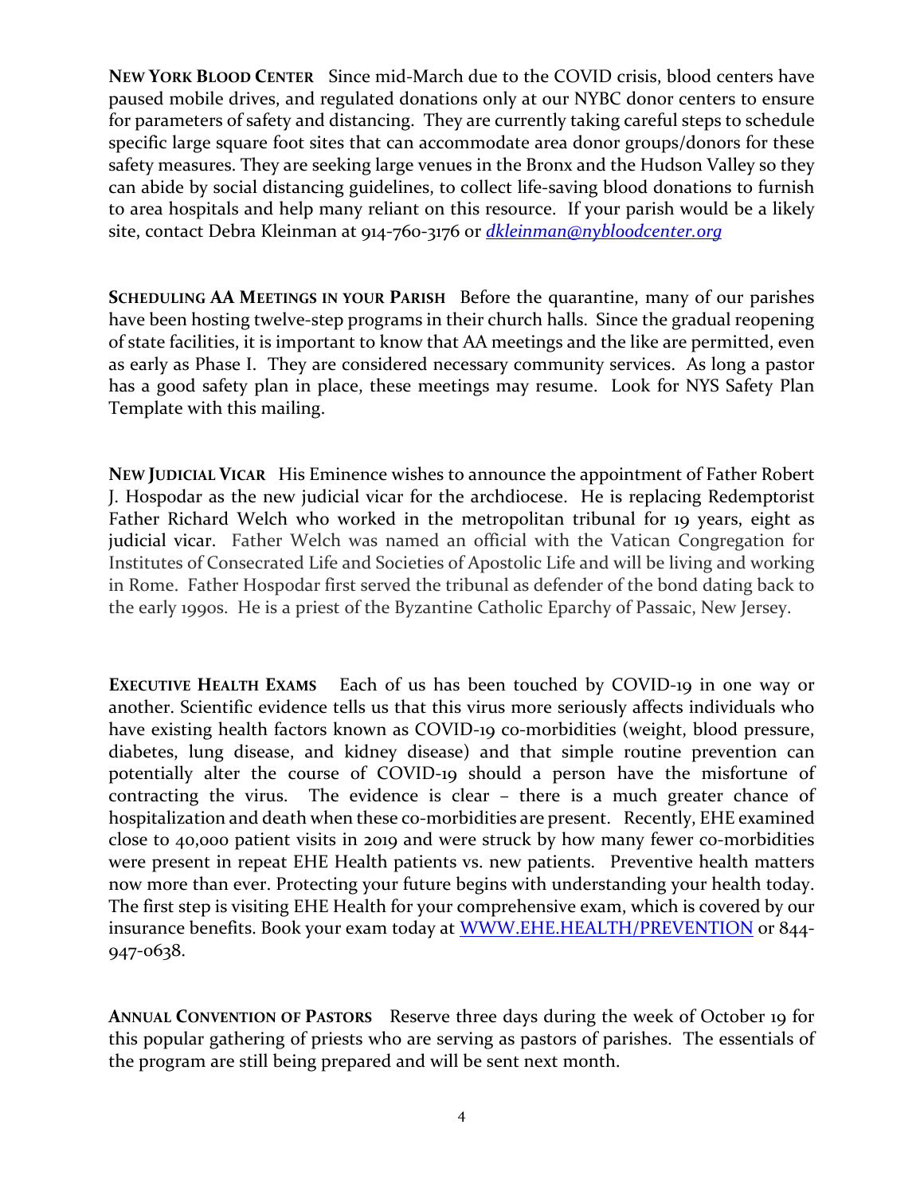**NEW YORK BLOOD CENTER** Since mid-March due to the COVID crisis, blood centers have paused mobile drives, and regulated donations only at our NYBC donor centers to ensure for parameters of safety and distancing. They are currently taking careful steps to schedule specific large square foot sites that can accommodate area donor groups/donors for these safety measures. They are seeking large venues in the Bronx and the Hudson Valley so they can abide by social distancing guidelines, to collect life-saving blood donations to furnish to area hospitals and help many reliant on this resource. If your parish would be a likely site, contact Debra Kleinman at 914-760-3176 or *dkleinman@nybloodcenter.org*

**SCHEDULING AA MEETINGS IN YOUR PARISH** Before the quarantine, many of our parishes have been hosting twelve-step programs in their church halls. Since the gradual reopening of state facilities, it is important to know that AA meetings and the like are permitted, even as early as Phase I. They are considered necessary community services. As long a pastor has a good safety plan in place, these meetings may resume. Look for NYS Safety Plan Template with this mailing.

**NEW JUDICIAL VICAR** His Eminence wishes to announce the appointment of Father Robert J. Hospodar as the new judicial vicar for the archdiocese. He is replacing Redemptorist Father Richard Welch who worked in the metropolitan tribunal for 19 years, eight as judicial vicar. Father Welch was named an official with the Vatican Congregation for Institutes of Consecrated Life and Societies of Apostolic Life and will be living and working in Rome. Father Hospodar first served the tribunal as defender of the bond dating back to the early 1990s. He is a priest of the Byzantine Catholic Eparchy of Passaic, New Jersey.

**EXECUTIVE HEALTH EXAMS** Each of us has been touched by COVID-19 in one way or another. Scientific evidence tells us that this virus more seriously affects individuals who have existing health factors known as COVID-19 co-morbidities (weight, blood pressure, diabetes, lung disease, and kidney disease) and that simple routine prevention can potentially alter the course of COVID-19 should a person have the misfortune of contracting the virus. The evidence is clear – there is a much greater chance of hospitalization and death when these co-morbidities are present. Recently, EHE examined close to 40,000 patient visits in 2019 and were struck by how many fewer co-morbidities were present in repeat EHE Health patients vs. new patients. Preventive health matters now more than ever. Protecting your future begins with understanding your health today. The first step is visiting EHE Health for your comprehensive exam, which is covered by our insurance benefits. Book your exam today at WWW.EHE.HEALTH/PREVENTION or 844-947-0638.

**ANNUAL CONVENTION OF PASTORS** Reserve three days during the week of October 19 for this popular gathering of priests who are serving as pastors of parishes. The essentials of the program are still being prepared and will be sent next month.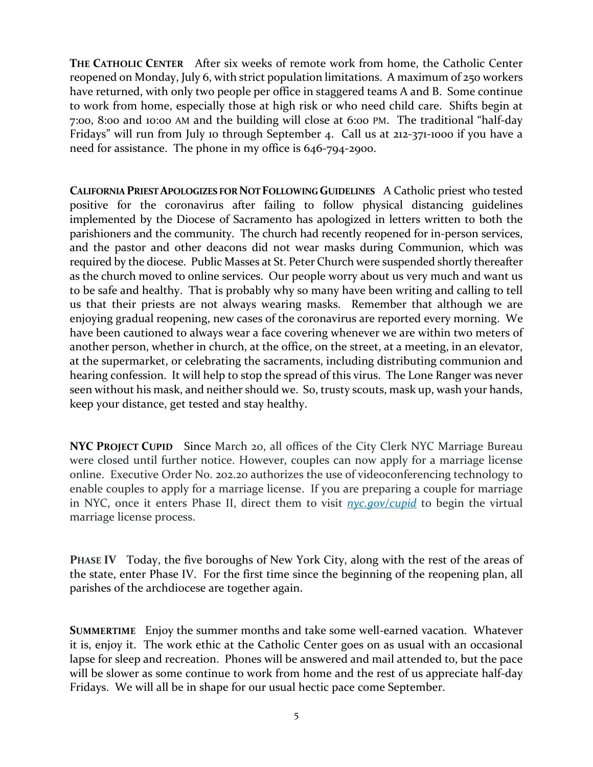**THE CATHOLIC CENTER** After six weeks of remote work from home, the Catholic Center reopened on Monday, July 6, with strict population limitations. A maximum of 250 workers have returned, with only two people per office in staggered teams A and B. Some continue to work from home, especially those at high risk or who need child care. Shifts begin at 7:00, 8:00 and 10:00 AM and the building will close at 6:00 PM. The traditional "half-day Fridays" will run from July 10 through September 4. Call us at 212-371-1000 if you have a need for assistance. The phone in my office is 646-794-2900.

**CALIFORNIA PRIEST APOLOGIZES FOR NOT FOLLOWING GUIDELINES** A Catholic priest who tested positive for the coronavirus after failing to follow physical distancing guidelines implemented by the Diocese of Sacramento has apologized in letters written to both the parishioners and the community. The church had recently reopened for in-person services, and the pastor and other deacons did not wear masks during Communion, which was required by the diocese. Public Masses at St. Peter Church were suspended shortly thereafter as the church moved to online services. Our people worry about us very much and want us to be safe and healthy. That is probably why so many have been writing and calling to tell us that their priests are not always wearing masks. Remember that although we are enjoying gradual reopening, new cases of the coronavirus are reported every morning. We have been cautioned to always wear a face covering whenever we are within two meters of another person, whether in church, at the office, on the street, at a meeting, in an elevator, at the supermarket, or celebrating the sacraments, including distributing communion and hearing confession. It will help to stop the spread of this virus. The Lone Ranger was never seen without his mask, and neither should we. So, trusty scouts, mask up, wash your hands, keep your distance, get tested and stay healthy.

**NYC PROJECT CUPID** Since March 20, all offices of the City Clerk NYC Marriage Bureau were closed until further notice. However, couples can now apply for a marriage license online. Executive Order No. 202.20 authorizes the use of videoconferencing technology to enable couples to apply for a marriage license. If you are preparing a couple for marriage in NYC, once it enters Phase II, direct them to visit ***nyc.gov/cupid*** to begin the virtual marriage license process.

**PHASE IV** Today, the five boroughs of New York City, along with the rest of the areas of the state, enter Phase IV. For the first time since the beginning of the reopening plan, all parishes of the archdiocese are together again.

**SUMMERTIME** Enjoy the summer months and take some well-earned vacation. Whatever it is, enjoy it. The work ethic at the Catholic Center goes on as usual with an occasional lapse for sleep and recreation. Phones will be answered and mail attended to, but the pace will be slower as some continue to work from home and the rest of us appreciate half-day Fridays. We will all be in shape for our usual hectic pace come September.